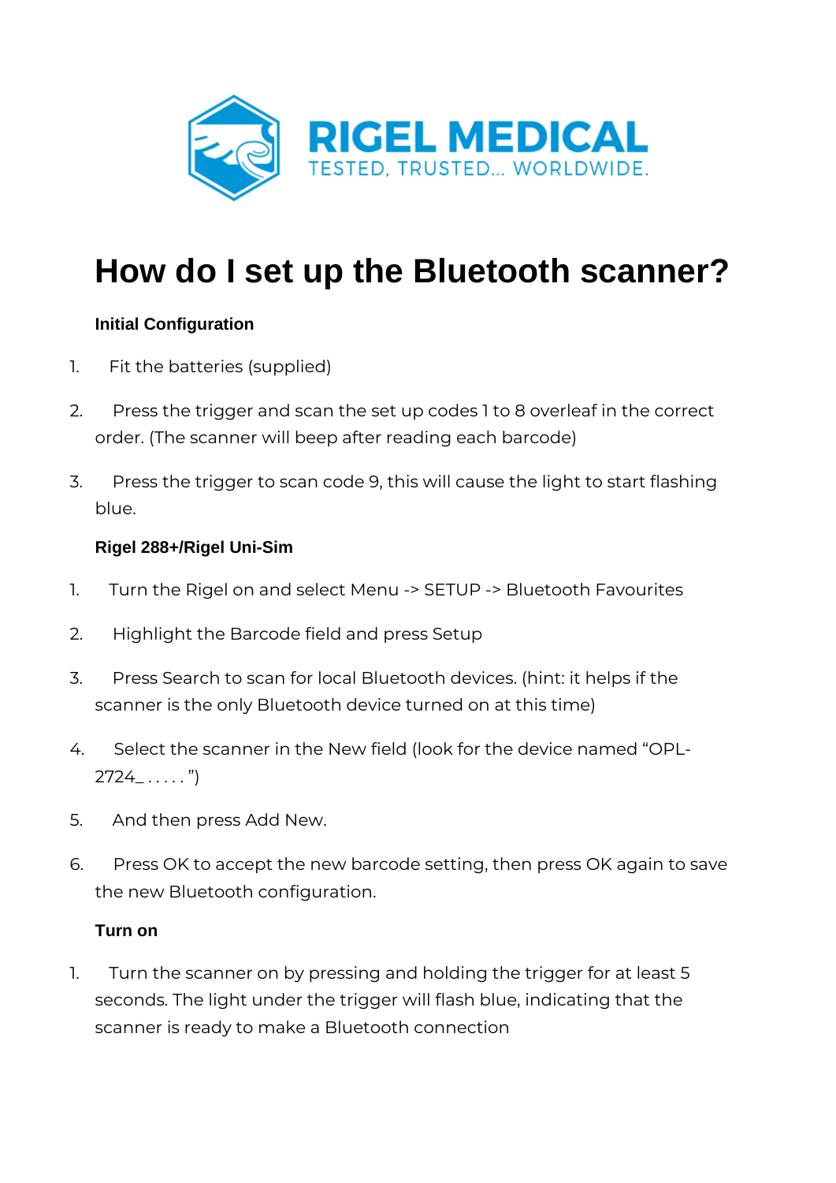RIGEL MEDICAL
TESTED, TRUSTED... WORLDWIDE.

# How do I set up the Bluetooth scanner?

**Initial Configuration**

1. Fit the batteries (supplied)
2. Press the trigger and scan the set up codes 1 to 8 overleaf in the correct order. (The scanner will beep after reading each barcode)
3. Press the trigger to scan code 9, this will cause the light to start flashing blue.

**Rigel 288+/Rigel Uni-Sim**

1. Turn the Rigel on and select Menu -> SETUP -> Bluetooth Favourites
2. Highlight the Barcode field and press Setup
3. Press Search to scan for local Bluetooth devices. (hint: it helps if the scanner is the only Bluetooth device turned on at this time)
4. Select the scanner in the New field (look for the device named "OPL-2724_ . . . . . ")
5. And then press Add New.
6. Press OK to accept the new barcode setting, then press OK again to save the new Bluetooth configuration.

**Turn on**

1. Turn the scanner on by pressing and holding the trigger for at least 5 seconds. The light under the trigger will flash blue, indicating that the scanner is ready to make a Bluetooth connection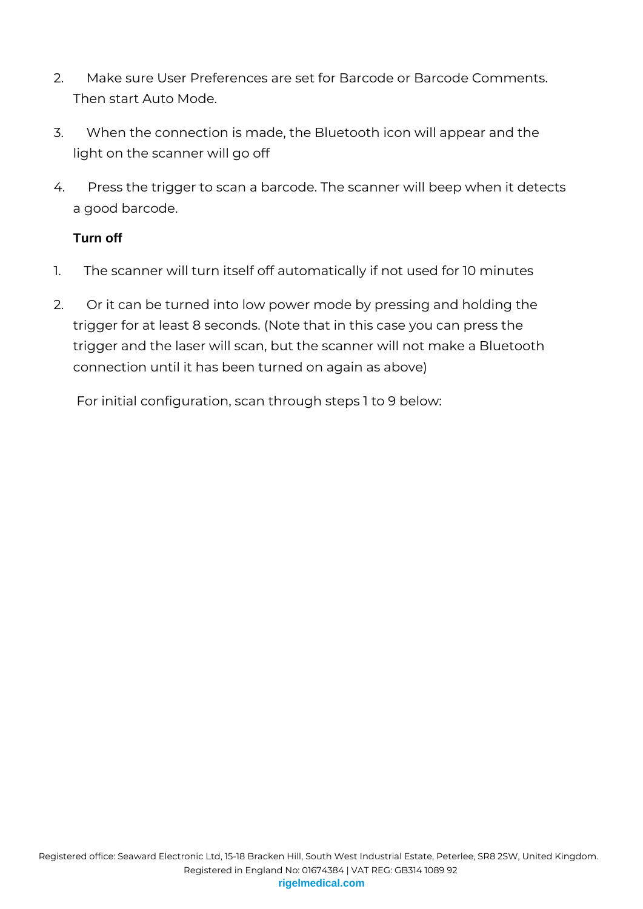2. Make sure User Preferences are set for Barcode or Barcode Comments. Then start Auto Mode.

3. When the connection is made, the Bluetooth icon will appear and the light on the scanner will go off

4. Press the trigger to scan a barcode. The scanner will beep when it detects a good barcode.

**Turn off**

1. The scanner will turn itself off automatically if not used for 10 minutes

2. Or it can be turned into low power mode by pressing and holding the trigger for at least 8 seconds. (Note that in this case you can press the trigger and the laser will scan, but the scanner will not make a Bluetooth connection until it has been turned on again as above)

For initial configuration, scan through steps 1 to 9 below: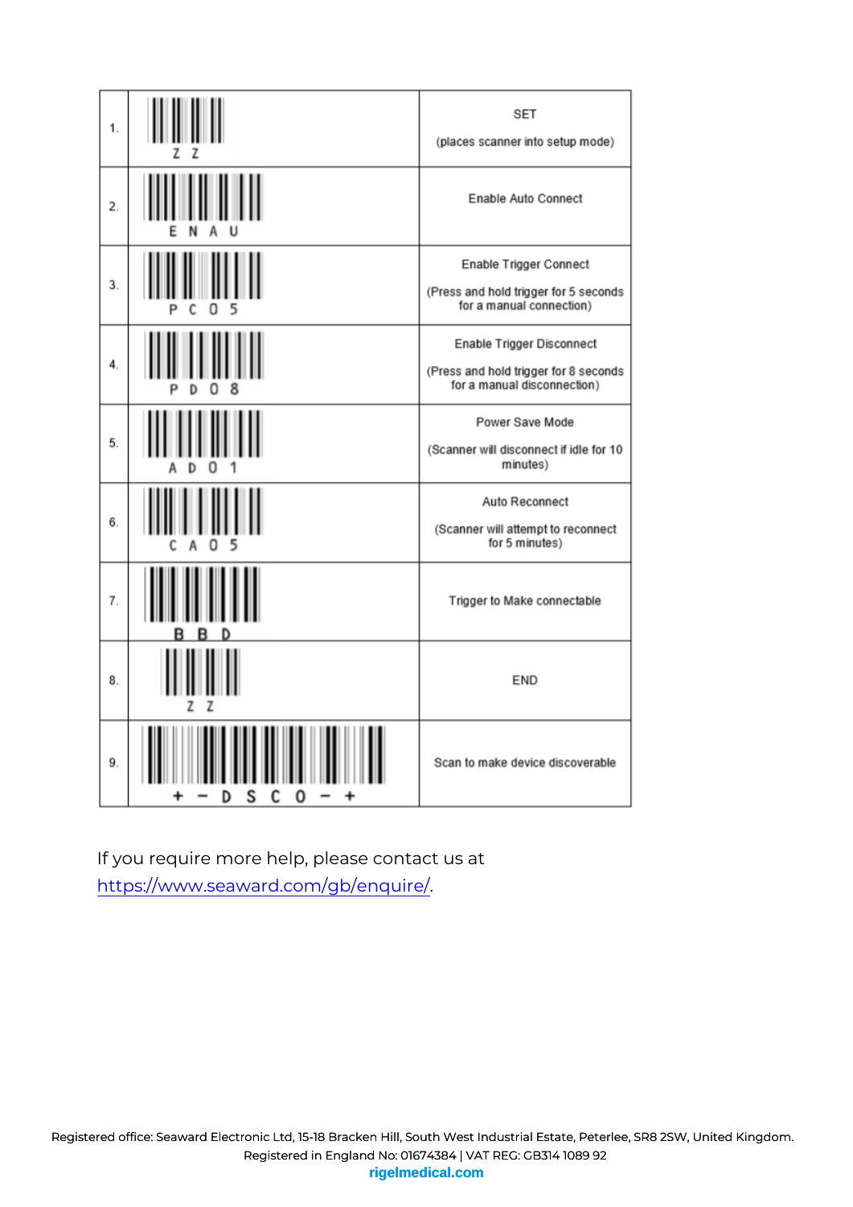| | | |
|---|---|---|
| 1. | Z Z | SET<br><br>(places scanner into setup mode) |
| 2. | E N A U | Enable Auto Connect |
| 3. | P C 0 5 | Enable Trigger Connect<br><br>(Press and hold trigger for 5 seconds for a manual connection) |
| 4. | P D 0 8 | Enable Trigger Disconnect<br><br>(Press and hold trigger for 8 seconds for a manual disconnection) |
| 5. | A D 0 1 | Power Save Mode<br><br>(Scanner will disconnect if idle for 10 minutes) |
| 6. | C A 0 5 | Auto Reconnect<br><br>(Scanner will attempt to reconnect for 5 minutes) |
| 7. | B B D | Trigger to Make connectable |
| 8. | Z Z | END |
| 9. | + - D S C O - + | Scan to make device discoverable |

If you require more help, please contact us at https://www.seaward.com/gb/enquire/.

Registered office: Seaward Electronic Ltd, 15-18 Bracken Hill, South West Industrial Estate, Peterlee, SR8 2SW, United Kingdom.
Registered in England No: 01674384 | VAT REG: GB314 1089 92
rigelmedical.com